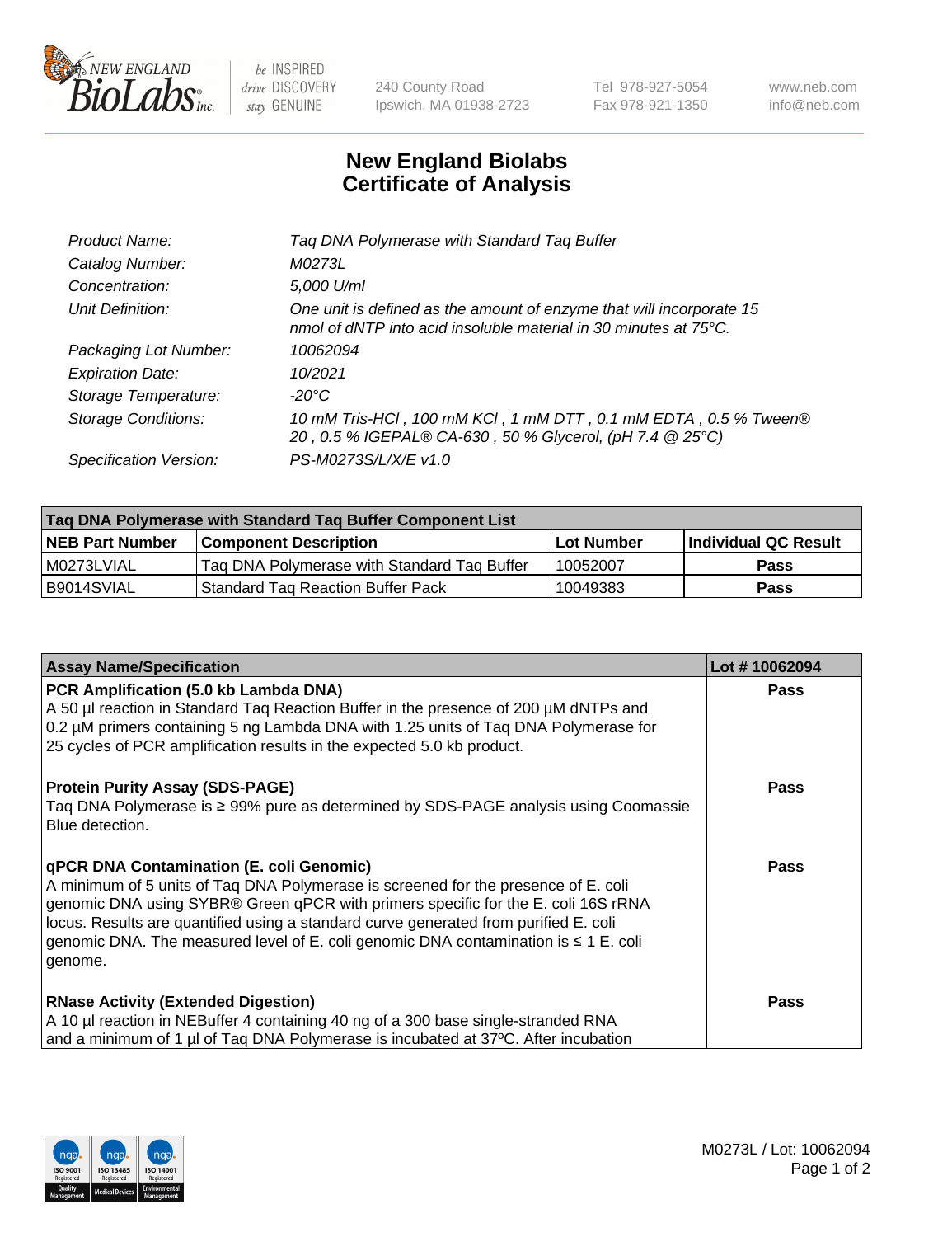# New England Biolabs Certificate of Analysis

| | |
|---|---|
| *Product Name:* | *Taq DNA Polymerase with Standard Taq Buffer* |
| *Catalog Number:* | *M0273L* |
| *Concentration:* | *5,000 U/ml* |
| *Unit Definition:* | *One unit is defined as the amount of enzyme that will incorporate 15 nmol of dNTP into acid insoluble material in 30 minutes at 75°C.* |
| *Packaging Lot Number:* | *10062094* |
| *Expiration Date:* | *10/2021* |
| *Storage Temperature:* | *-20°C* |
| *Storage Conditions:* | *10 mM Tris-HCl , 100 mM KCl , 1 mM DTT , 0.1 mM EDTA , 0.5 % Tween® 20 , 0.5 % IGEPAL® CA-630 , 50 % Glycerol, (pH 7.4 @ 25°C)* |
| *Specification Version:* | *PS-M0273S/L/X/E v1.0* |

| Taq DNA Polymerase with Standard Taq Buffer Component List | | | |
|---|---|---|---|
| **NEB Part Number** | **Component Description** | **Lot Number** | **Individual QC Result** |
| M0273LVIAL | Taq DNA Polymerase with Standard Taq Buffer | 10052007 | **Pass** |
| B9014SVIAL | Standard Taq Reaction Buffer Pack | 10049383 | **Pass** |

| Assay Name/Specification | Lot # 10062094 |
|---|---|
| **PCR Amplification (5.0 kb Lambda DNA)**<br>A 50 µl reaction in Standard Taq Reaction Buffer in the presence of 200 µM dNTPs and 0.2 µM primers containing 5 ng Lambda DNA with 1.25 units of Taq DNA Polymerase for 25 cycles of PCR amplification results in the expected 5.0 kb product. | **Pass** |
| **Protein Purity Assay (SDS-PAGE)**<br>Taq DNA Polymerase is ≥ 99% pure as determined by SDS-PAGE analysis using Coomassie Blue detection. | **Pass** |
| **qPCR DNA Contamination (E. coli Genomic)**<br>A minimum of 5 units of Taq DNA Polymerase is screened for the presence of E. coli genomic DNA using SYBR® Green qPCR with primers specific for the E. coli 16S rRNA locus. Results are quantified using a standard curve generated from purified E. coli genomic DNA. The measured level of E. coli genomic DNA contamination is ≤ 1 E. coli genome. | **Pass** |
| **RNase Activity (Extended Digestion)**<br>A 10 µl reaction in NEBuffer 4 containing 40 ng of a 300 base single-stranded RNA and a minimum of 1 µl of Taq DNA Polymerase is incubated at 37ºC. After incubation | **Pass** |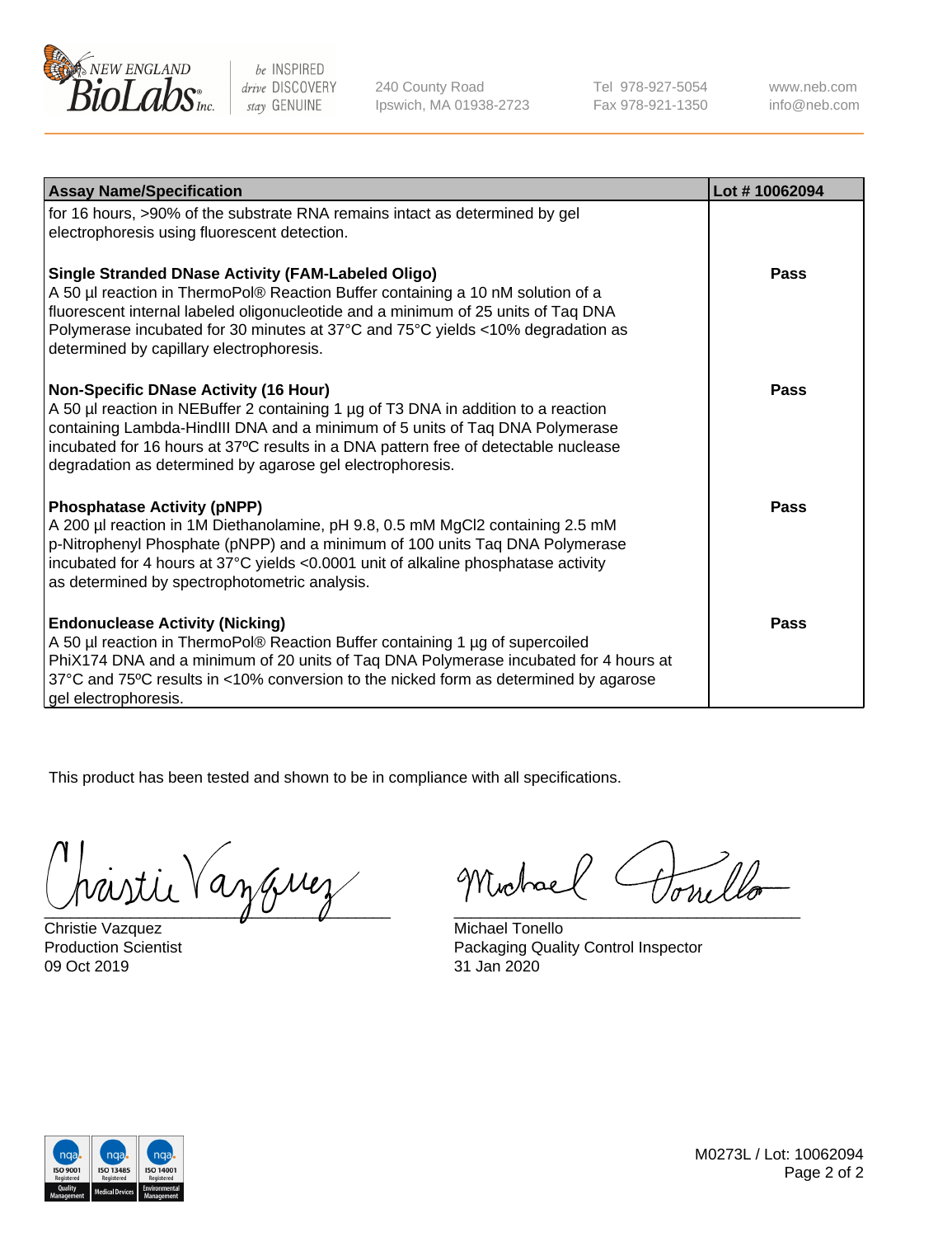| Assay Name/Specification | Lot # 10062094 |
| --- | --- |
| for 16 hours, >90% of the substrate RNA remains intact as determined by gel electrophoresis using fluorescent detection. | |
| **Single Stranded DNase Activity (FAM-Labeled Oligo)**<br>A 50 µl reaction in ThermoPol® Reaction Buffer containing a 10 nM solution of a fluorescent internal labeled oligonucleotide and a minimum of 25 units of Taq DNA Polymerase incubated for 30 minutes at 37°C and 75°C yields <10% degradation as determined by capillary electrophoresis. | **Pass** |
| **Non-Specific DNase Activity (16 Hour)**<br>A 50 µl reaction in NEBuffer 2 containing 1 µg of T3 DNA in addition to a reaction containing Lambda-HindIII DNA and a minimum of 5 units of Taq DNA Polymerase incubated for 16 hours at 37ºC results in a DNA pattern free of detectable nuclease degradation as determined by agarose gel electrophoresis. | **Pass** |
| **Phosphatase Activity (pNPP)**<br>A 200 µl reaction in 1M Diethanolamine, pH 9.8, 0.5 mM $MgCl_2$ containing 2.5 mM p-Nitrophenyl Phosphate (pNPP) and a minimum of 100 units Taq DNA Polymerase incubated for 4 hours at 37°C yields <0.0001 unit of alkaline phosphatase activity as determined by spectrophotometric analysis. | **Pass** |
| **Endonuclease Activity (Nicking)**<br>A 50 µl reaction in ThermoPol® Reaction Buffer containing 1 µg of supercoiled PhiX174 DNA and a minimum of 20 units of Taq DNA Polymerase incubated for 4 hours at 37°C and 75ºC results in <10% conversion to the nicked form as determined by agarose gel electrophoresis. | **Pass** |

This product has been tested and shown to be in compliance with all specifications.

Christie Vazquez
Production Scientist
09 Oct 2019

Michael Tonello
Packaging Quality Control Inspector
31 Jan 2020

M0273L / Lot: 10062094